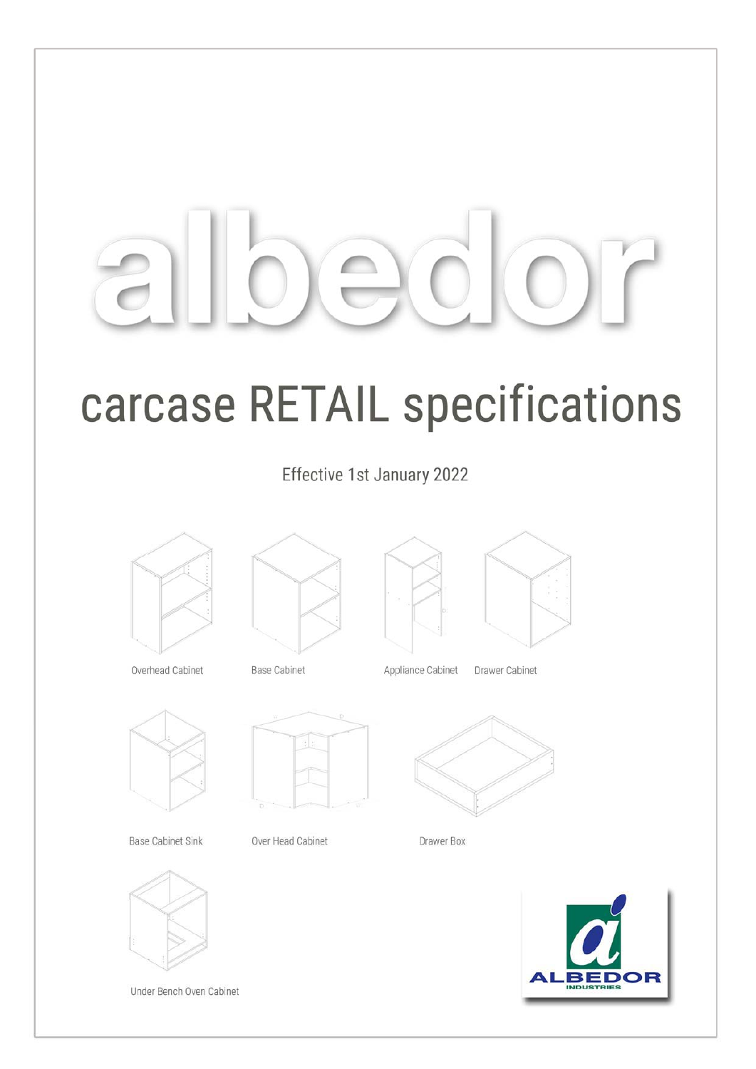# albedor

## carcase RETAIL specifications

Effective 1st January 2022

Overhead Cabinet

Base Cabinet

Appliance Cabinet

Drawer Cabinet

Base Cabinet Sink

Over Head Cabinet

Drawer Box

Under Bench Oven Cabinet

ALBEDOR INDUSTRIES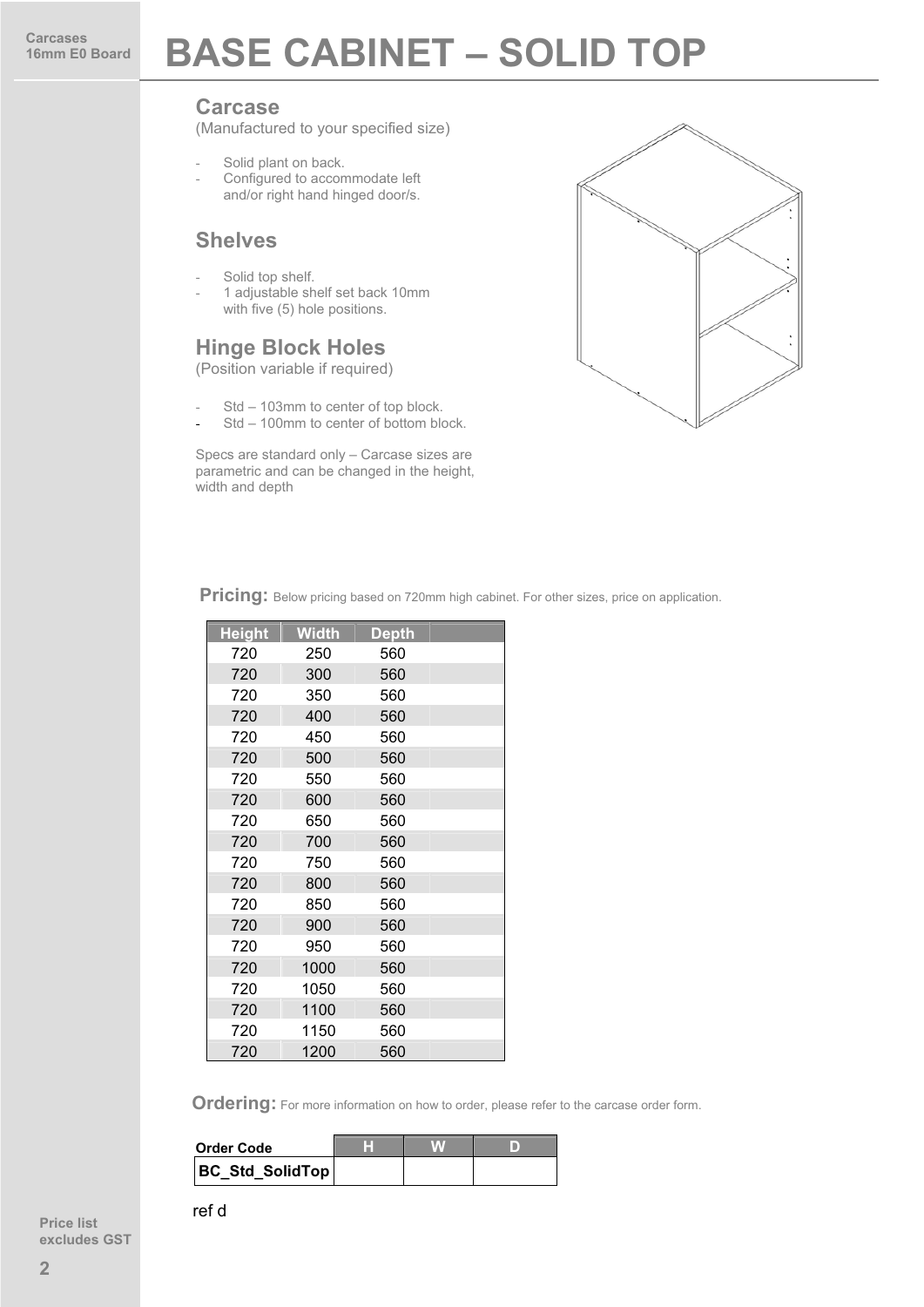# BASE CABINET – SOLID TOP

Carcases
16mm E0 Board

## Carcase

(Manufactured to your specified size)

- Solid plant on back.
- Configured to accommodate left and/or right hand hinged door/s.

## Shelves

- Solid top shelf.
- 1 adjustable shelf set back 10mm with five (5) hole positions.

## Hinge Block Holes

(Position variable if required)

- Std – 103mm to center of top block.
- Std – 100mm to center of bottom block.

Specs are standard only – Carcase sizes are parametric and can be changed in the height, width and depth

**Pricing:** Below pricing based on 720mm high cabinet. For other sizes, price on application.

| Height | Width | Depth | |
|---|---|---|---|
| 720 | 250 | 560 | |
| 720 | 300 | 560 | |
| 720 | 350 | 560 | |
| 720 | 400 | 560 | |
| 720 | 450 | 560 | |
| 720 | 500 | 560 | |
| 720 | 550 | 560 | |
| 720 | 600 | 560 | |
| 720 | 650 | 560 | |
| 720 | 700 | 560 | |
| 720 | 750 | 560 | |
| 720 | 800 | 560 | |
| 720 | 850 | 560 | |
| 720 | 900 | 560 | |
| 720 | 950 | 560 | |
| 720 | 1000 | 560 | |
| 720 | 1050 | 560 | |
| 720 | 1100 | 560 | |
| 720 | 1150 | 560 | |
| 720 | 1200 | 560 | |

**Ordering:** For more information on how to order, please refer to the carcase order form.

| Order Code | H | W | D |
|---|---|---|---|
| BC_Std_SolidTop | | | |

ref d

Price list excludes GST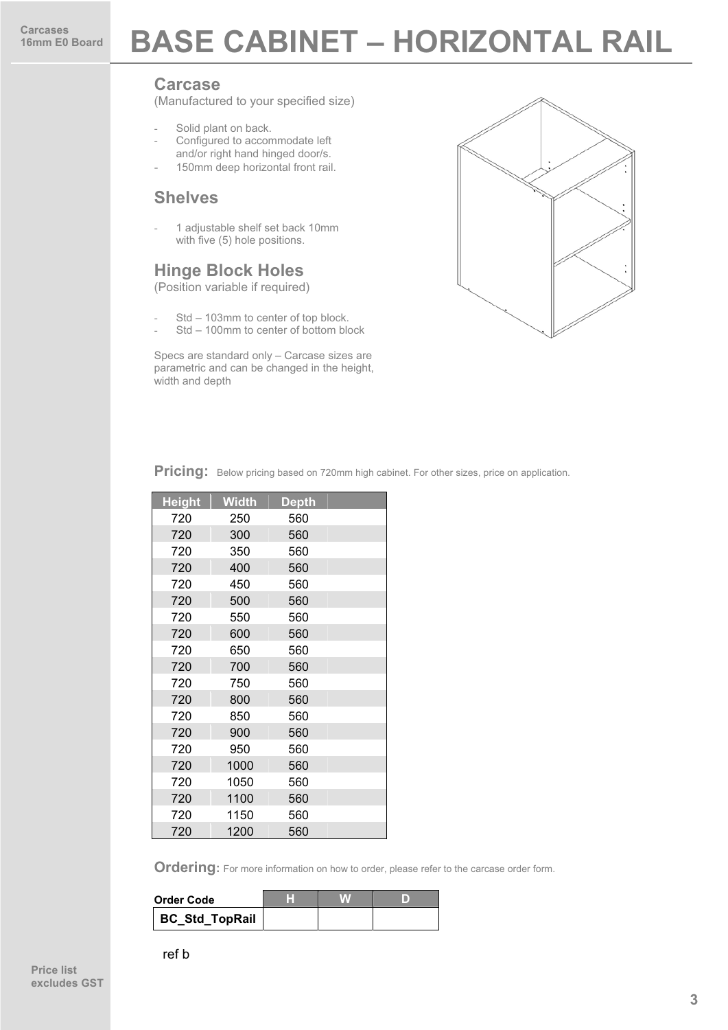Carcases
16mm E0 Board

# BASE CABINET – HORIZONTAL RAIL

## Carcase

(Manufactured to your specified size)

- Solid plant on back.
- Configured to accommodate left and/or right hand hinged door/s.
- 150mm deep horizontal front rail.

## Shelves

- 1 adjustable shelf set back 10mm with five (5) hole positions.

## Hinge Block Holes

(Position variable if required)

- Std – 103mm to center of top block.
- Std – 100mm to center of bottom block

Specs are standard only – Carcase sizes are parametric and can be changed in the height, width and depth

**Pricing:** Below pricing based on 720mm high cabinet. For other sizes, price on application.

| Height | Width | Depth | |
|---|---|---|---|
| 720 | 250 | 560 | |
| 720 | 300 | 560 | |
| 720 | 350 | 560 | |
| 720 | 400 | 560 | |
| 720 | 450 | 560 | |
| 720 | 500 | 560 | |
| 720 | 550 | 560 | |
| 720 | 600 | 560 | |
| 720 | 650 | 560 | |
| 720 | 700 | 560 | |
| 720 | 750 | 560 | |
| 720 | 800 | 560 | |
| 720 | 850 | 560 | |
| 720 | 900 | 560 | |
| 720 | 950 | 560 | |
| 720 | 1000 | 560 | |
| 720 | 1050 | 560 | |
| 720 | 1100 | 560 | |
| 720 | 1150 | 560 | |
| 720 | 1200 | 560 | |

**Ordering:** For more information on how to order, please refer to the carcase order form.

| Order Code | H | W | D |
|---|---|---|---|
| BC_Std_TopRail | | | |

ref b

Price list excludes GST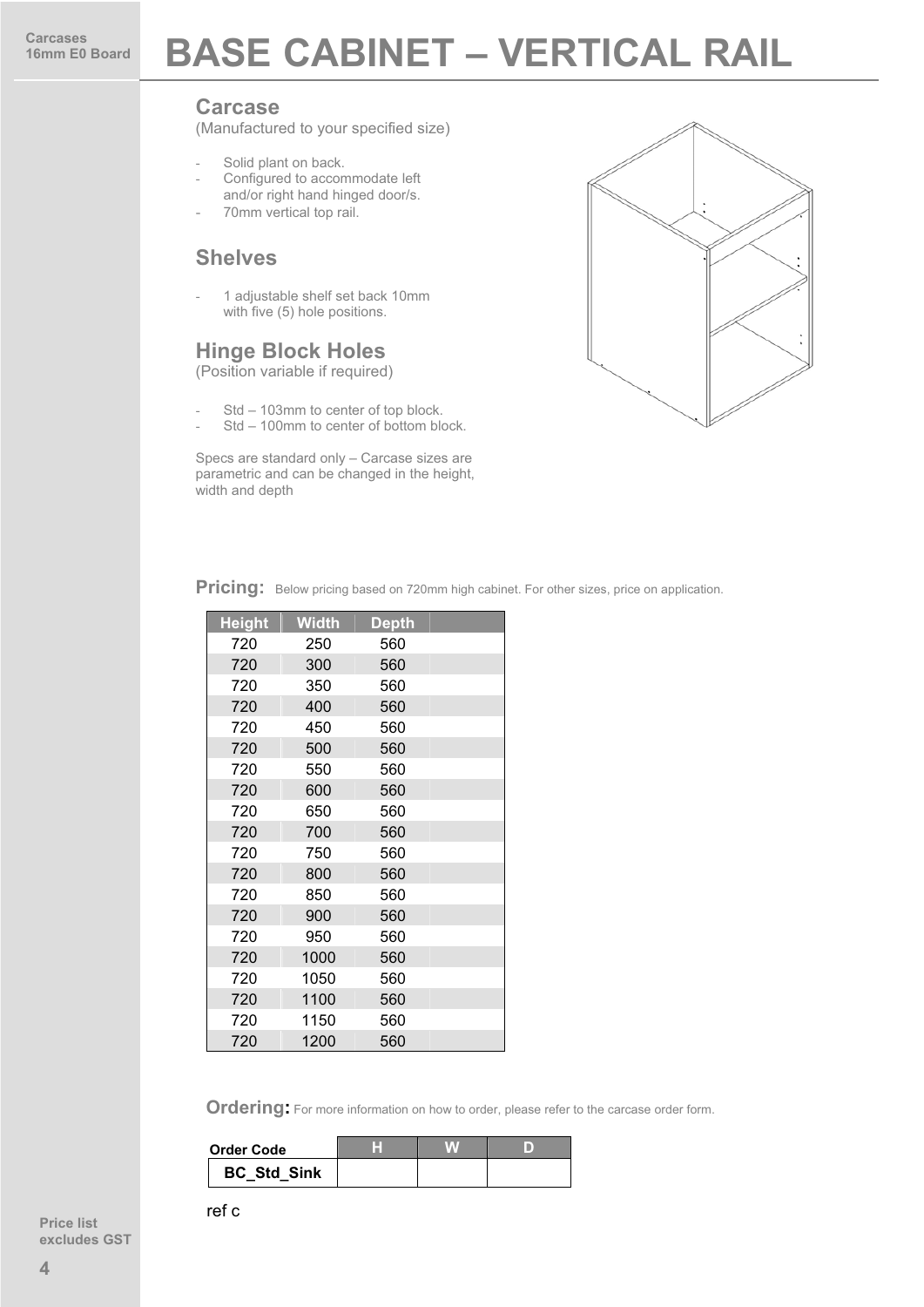Carcases
16mm E0 Board

# BASE CABINET – VERTICAL RAIL

## Carcase

(Manufactured to your specified size)

- Solid plant on back.
- Configured to accommodate left and/or right hand hinged door/s.
- 70mm vertical top rail.

## Shelves

- 1 adjustable shelf set back 10mm with five (5) hole positions.

## Hinge Block Holes

(Position variable if required)

- Std – 103mm to center of top block.
- Std – 100mm to center of bottom block.

Specs are standard only – Carcase sizes are parametric and can be changed in the height, width and depth

**Pricing:** Below pricing based on 720mm high cabinet. For other sizes, price on application.

| Height | Width | Depth | |
|---|---|---|---|
| 720 | 250 | 560 | |
| 720 | 300 | 560 | |
| 720 | 350 | 560 | |
| 720 | 400 | 560 | |
| 720 | 450 | 560 | |
| 720 | 500 | 560 | |
| 720 | 550 | 560 | |
| 720 | 600 | 560 | |
| 720 | 650 | 560 | |
| 720 | 700 | 560 | |
| 720 | 750 | 560 | |
| 720 | 800 | 560 | |
| 720 | 850 | 560 | |
| 720 | 900 | 560 | |
| 720 | 950 | 560 | |
| 720 | 1000 | 560 | |
| 720 | 1050 | 560 | |
| 720 | 1100 | 560 | |
| 720 | 1150 | 560 | |
| 720 | 1200 | 560 | |

**Ordering:** For more information on how to order, please refer to the carcase order form.

| Order Code | H | W | D |
|---|---|---|---|
| **BC_Std_Sink** | | | |

ref c

Price list excludes GST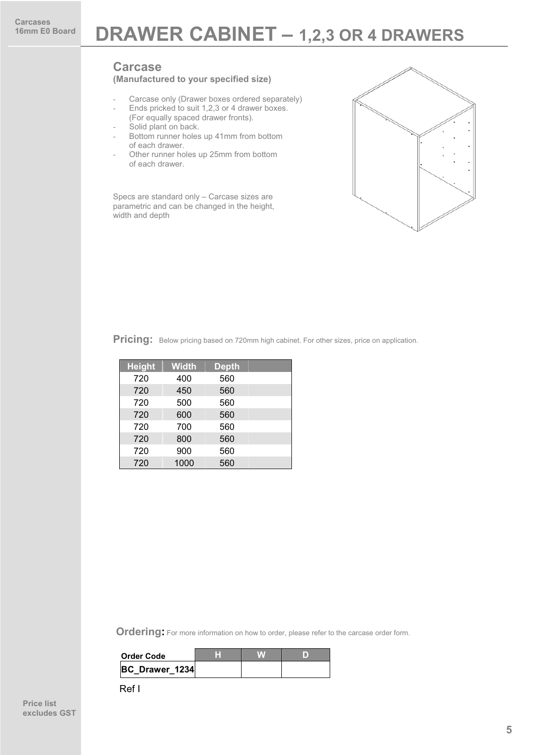Carcases
16mm E0 Board

# DRAWER CABINET – 1,2,3 OR 4 DRAWERS

## Carcase

**(Manufactured to your specified size)**

- Carcase only (Drawer boxes ordered separately)
- Ends pricked to suit 1,2,3 or 4 drawer boxes. (For equally spaced drawer fronts).
- Solid plant on back.
- Bottom runner holes up 41mm from bottom of each drawer.
- Other runner holes up 25mm from bottom of each drawer.

Specs are standard only – Carcase sizes are parametric and can be changed in the height, width and depth

**Pricing:** Below pricing based on 720mm high cabinet. For other sizes, price on application.

| Height | Width | Depth | |
|---|---|---|---|
| 720 | 400 | 560 | |
| 720 | 450 | 560 | |
| 720 | 500 | 560 | |
| 720 | 600 | 560 | |
| 720 | 700 | 560 | |
| 720 | 800 | 560 | |
| 720 | 900 | 560 | |
| 720 | 1000 | 560 | |

**Ordering:** For more information on how to order, please refer to the carcase order form.

| Order Code | H | W | D |
|---|---|---|---|
| **BC_Drawer_1234** | | | |

Ref I

Price list excludes GST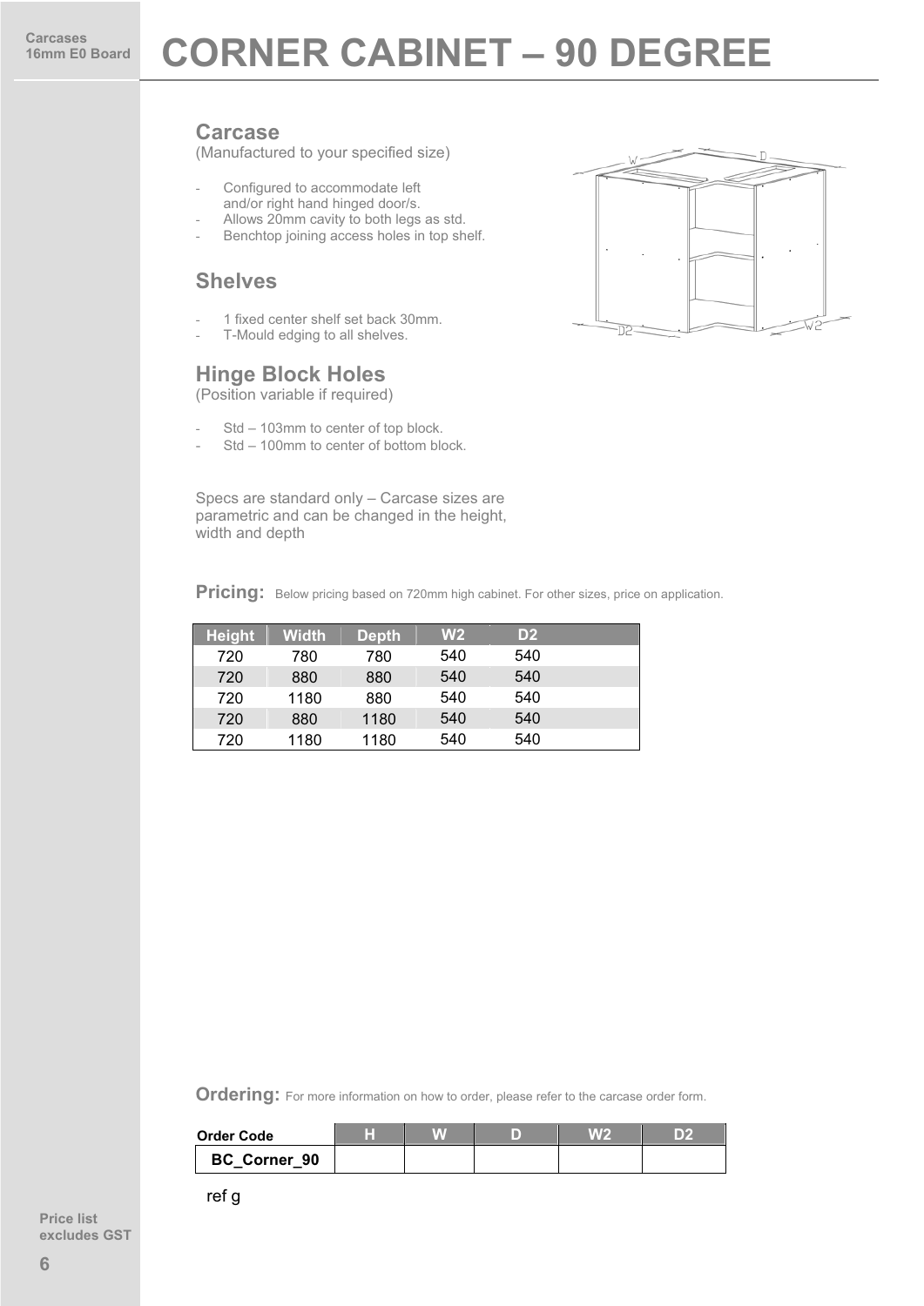# CORNER CABINET – 90 DEGREE

## Carcase

(Manufactured to your specified size)

- Configured to accommodate left and/or right hand hinged door/s.
- Allows 20mm cavity to both legs as std.
- Benchtop joining access holes in top shelf.

## Shelves

- 1 fixed center shelf set back 30mm.
- T-Mould edging to all shelves.

## Hinge Block Holes

(Position variable if required)

- Std – 103mm to center of top block.
- Std – 100mm to center of bottom block.

Specs are standard only – Carcase sizes are parametric and can be changed in the height, width and depth

**Pricing:** Below pricing based on 720mm high cabinet. For other sizes, price on application.

| Height | Width | Depth | W2 | D2 |
|---|---|---|---|---|
| 720 | 780 | 780 | 540 | 540 |
| 720 | 880 | 880 | 540 | 540 |
| 720 | 1180 | 880 | 540 | 540 |
| 720 | 880 | 1180 | 540 | 540 |
| 720 | 1180 | 1180 | 540 | 540 |

**Ordering:** For more information on how to order, please refer to the carcase order form.

| Order Code | H | W | D | W2 | D2 |
|---|---|---|---|---|---|
| **BC_Corner_90** | | | | | |

ref g

Carcases 16mm E0 Board

Price list excludes GST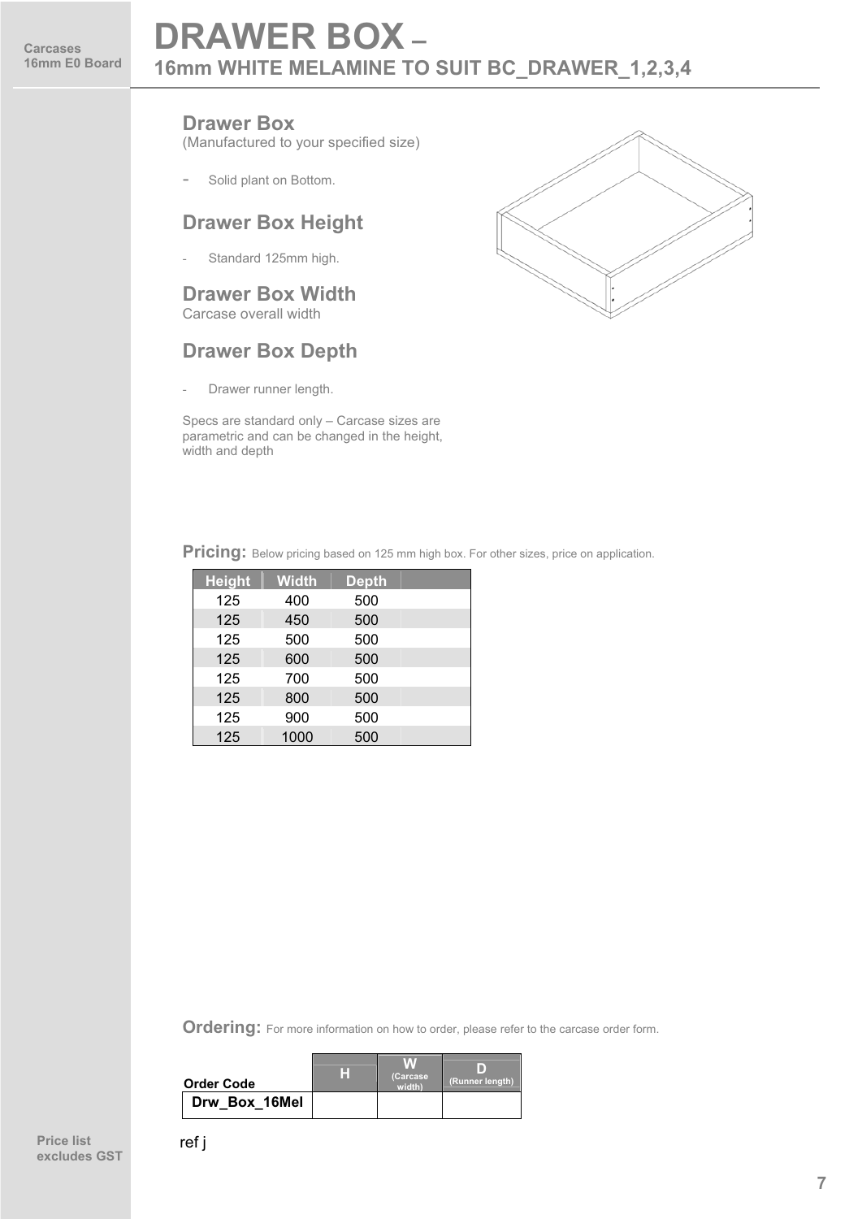Carcases
16mm E0 Board

# DRAWER BOX – 16mm WHITE MELAMINE TO SUIT BC_DRAWER_1,2,3,4

## Drawer Box
(Manufactured to your specified size)

- Solid plant on Bottom.

## Drawer Box Height

- Standard 125mm high.

## Drawer Box Width
Carcase overall width

## Drawer Box Depth

- Drawer runner length.

Specs are standard only – Carcase sizes are parametric and can be changed in the height, width and depth

**Pricing:** Below pricing based on 125 mm high box. For other sizes, price on application.

| Height | Width | Depth | |
|---|---|---|---|
| 125 | 400 | 500 | |
| 125 | 450 | 500 | |
| 125 | 500 | 500 | |
| 125 | 600 | 500 | |
| 125 | 700 | 500 | |
| 125 | 800 | 500 | |
| 125 | 900 | 500 | |
| 125 | 1000 | 500 | |

**Ordering:** For more information on how to order, please refer to the carcase order form.

| Order Code | H | W (Carcase width) | D (Runner length) |
|---|---|---|---|
| Drw_Box_16Mel | | | |

ref j

Price list excludes GST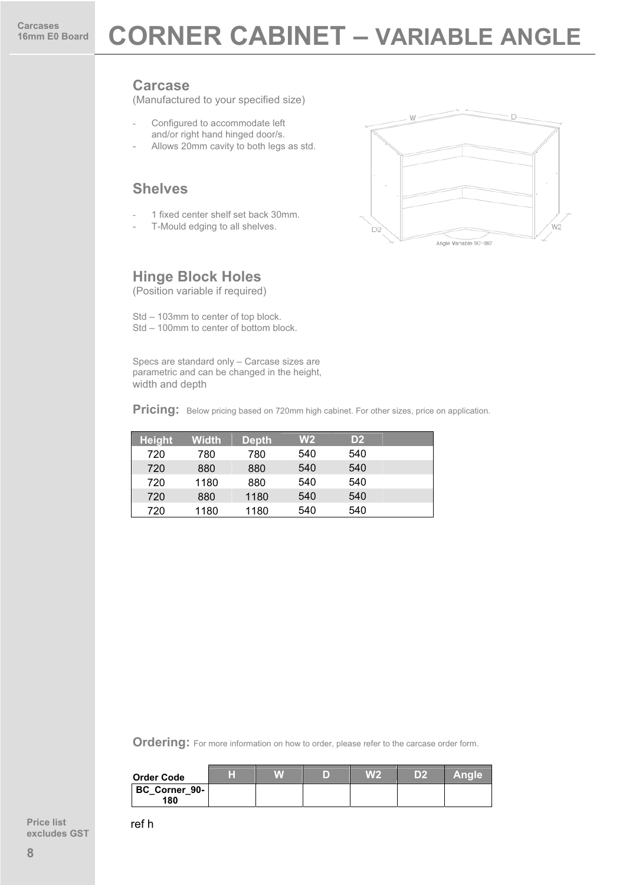# CORNER CABINET – VARIABLE ANGLE

## Carcase

(Manufactured to your specified size)

- Configured to accommodate left and/or right hand hinged door/s.
- Allows 20mm cavity to both legs as std.

## Shelves

- 1 fixed center shelf set back 30mm.
- T-Mould edging to all shelves.

## Hinge Block Holes

(Position variable if required)

Std – 103mm to center of top block.
Std – 100mm to center of bottom block.

Specs are standard only – Carcase sizes are parametric and can be changed in the height, width and depth

**Pricing:** Below pricing based on 720mm high cabinet. For other sizes, price on application.

| Height | Width | Depth | W2 | D2 | |
|---|---|---|---|---|---|
| 720 | 780 | 780 | 540 | 540 | |
| 720 | 880 | 880 | 540 | 540 | |
| 720 | 1180 | 880 | 540 | 540 | |
| 720 | 880 | 1180 | 540 | 540 | |
| 720 | 1180 | 1180 | 540 | 540 | |

**Ordering:** For more information on how to order, please refer to the carcase order form.

| Order Code | H | W | D | W2 | D2 | Angle |
|---|---|---|---|---|---|---|
| BC_Corner_90-180 | | | | | | |

ref h

Price list excludes GST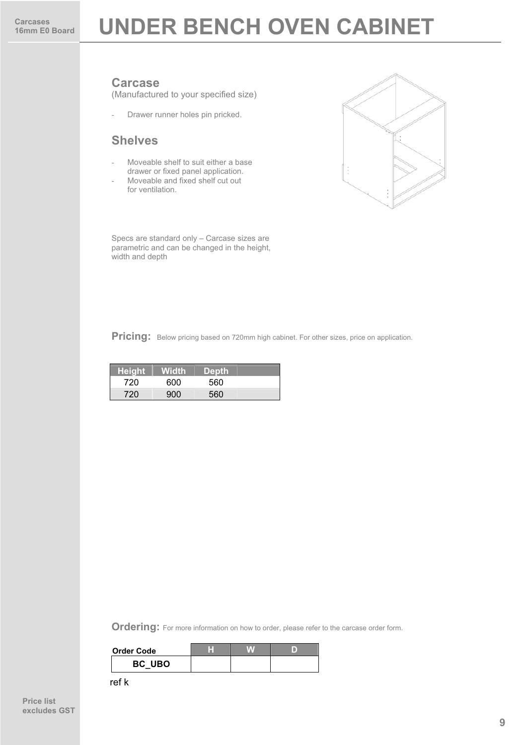Carcases
16mm E0 Board

# UNDER BENCH OVEN CABINET

## Carcase

(Manufactured to your specified size)

- Drawer runner holes pin pricked.

## Shelves

- Moveable shelf to suit either a base drawer or fixed panel application.
- Moveable and fixed shelf cut out for ventilation.

Specs are standard only – Carcase sizes are parametric and can be changed in the height, width and depth

**Pricing:** Below pricing based on 720mm high cabinet. For other sizes, price on application.

| Height | Width | Depth | |
|---|---|---|---|
| 720 | 600 | 560 | |
| 720 | 900 | 560 | |

**Ordering:** For more information on how to order, please refer to the carcase order form.

| Order Code | H | W | D |
|---|---|---|---|
| BC_UBO | | | |

ref k

Price list excludes GST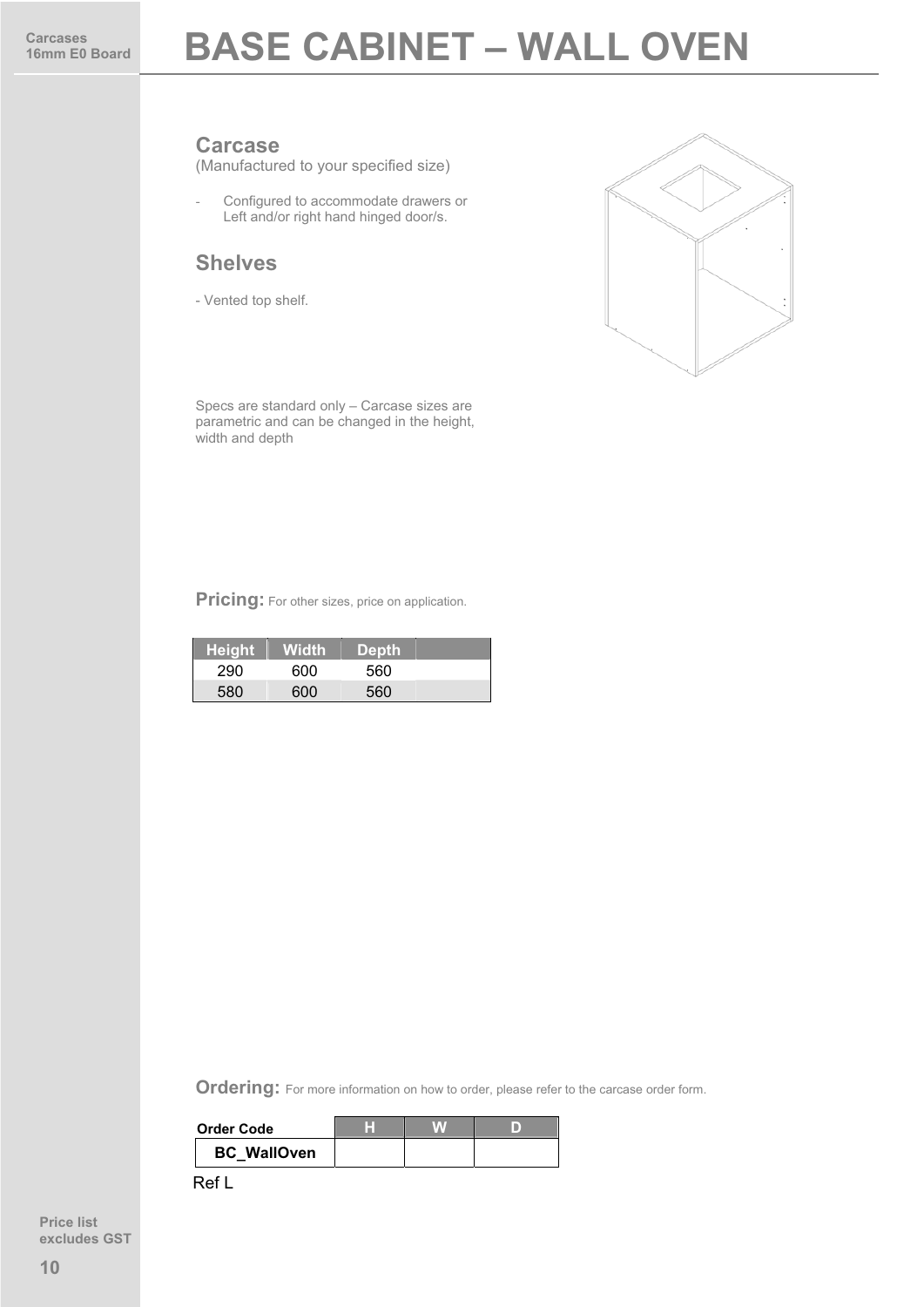Carcases
16mm E0 Board

# BASE CABINET – WALL OVEN

## Carcase

(Manufactured to your specified size)

- Configured to accommodate drawers or Left and/or right hand hinged door/s.

## Shelves

- Vented top shelf.

Specs are standard only – Carcase sizes are parametric and can be changed in the height, width and depth

**Pricing:** For other sizes, price on application.

| Height | Width | Depth | |
|---|---|---|---|
| 290 | 600 | 560 | |
| 580 | 600 | 560 | |

**Ordering:** For more information on how to order, please refer to the carcase order form.

| Order Code | H | W | D |
|---|---|---|---|
| **BC_WallOven** | | | |

Ref L

Price list excludes GST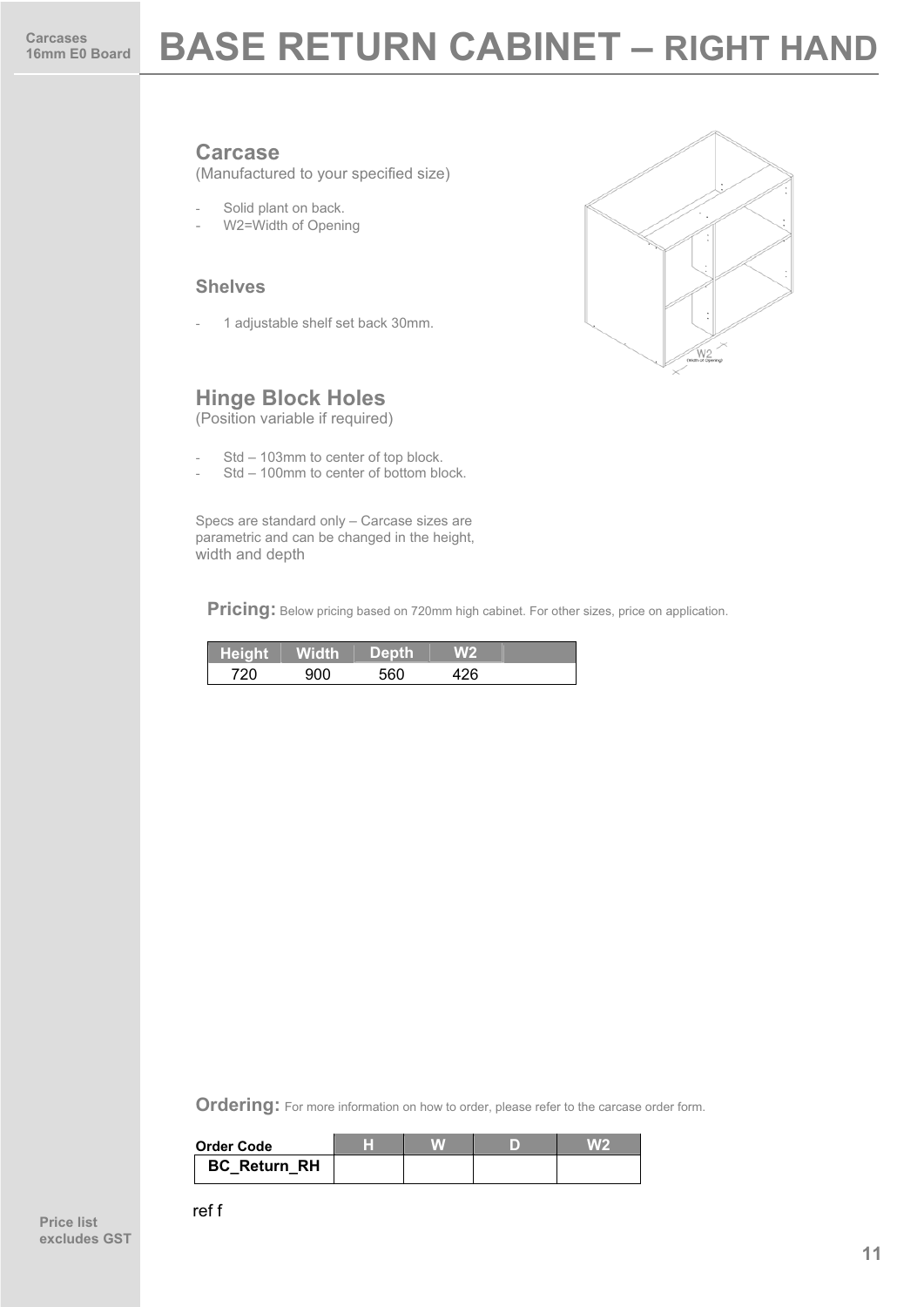Carcases
16mm E0 Board

# BASE RETURN CABINET – RIGHT HAND

## Carcase

(Manufactured to your specified size)

- Solid plant on back.
- W2=Width of Opening

### Shelves

- 1 adjustable shelf set back 30mm.

## Hinge Block Holes

(Position variable if required)

- Std – 103mm to center of top block.
- Std – 100mm to center of bottom block.

Specs are standard only – Carcase sizes are parametric and can be changed in the height, width and depth

**Pricing:** Below pricing based on 720mm high cabinet. For other sizes, price on application.

| Height | Width | Depth | W2 | |
|---|---|---|---|---|
| 720 | 900 | 560 | 426 | |

**Ordering:** For more information on how to order, please refer to the carcase order form.

| Order Code | H | W | D | W2 |
|---|---|---|---|---|
| BC_Return_RH | | | | |

ref f

Price list excludes GST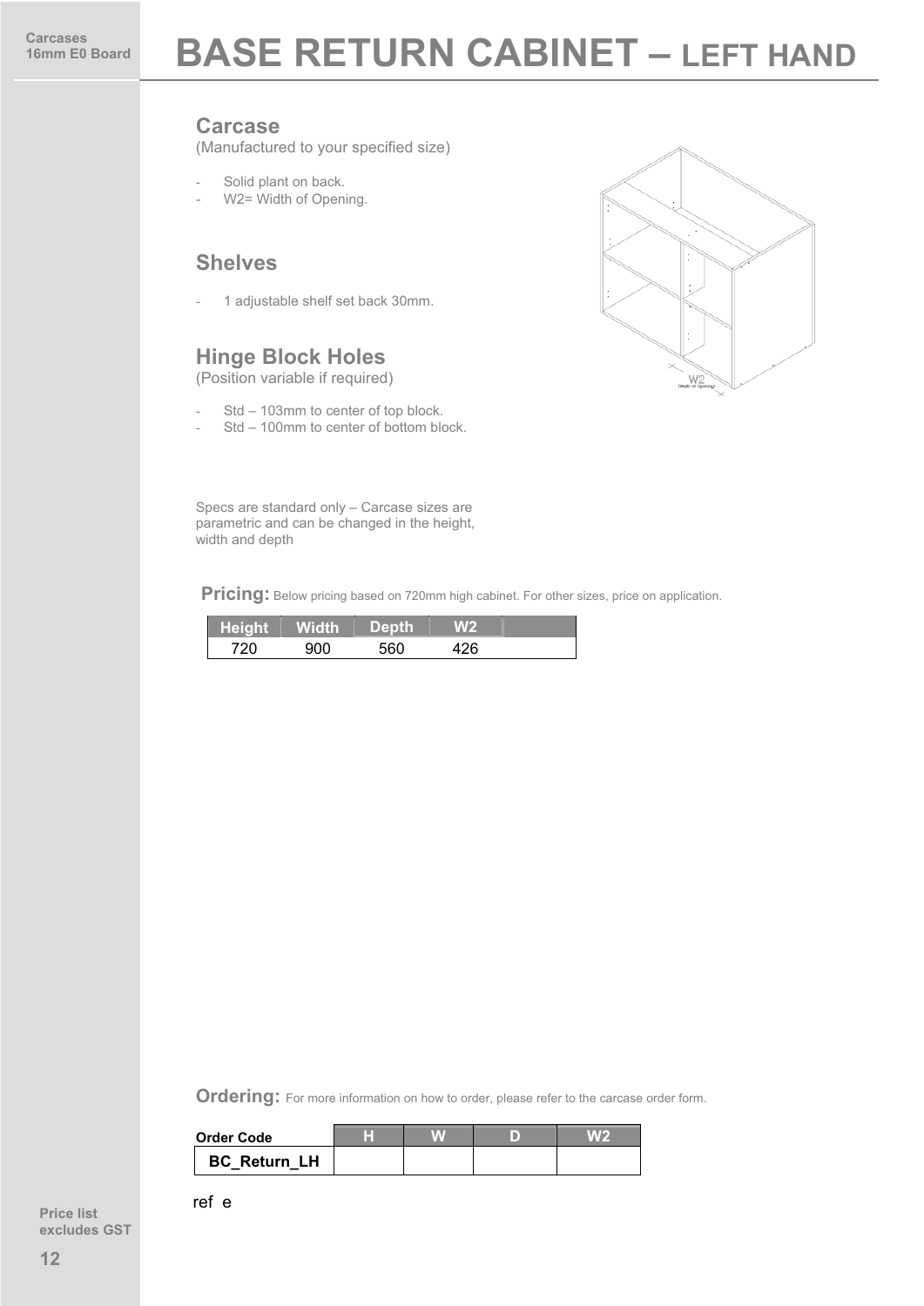Carcases
16mm E0 Board

# BASE RETURN CABINET – LEFT HAND

## Carcase

(Manufactured to your specified size)

- Solid plant on back.
- W2= Width of Opening.

## Shelves

- 1 adjustable shelf set back 30mm.

## Hinge Block Holes

(Position variable if required)

- Std – 103mm to center of top block.
- Std – 100mm to center of bottom block.

Specs are standard only – Carcase sizes are parametric and can be changed in the height, width and depth

**Pricing:** Below pricing based on 720mm high cabinet. For other sizes, price on application.

| Height | Width | Depth | W2 | |
|---|---|---|---|---|
| 720 | 900 | 560 | 426 | |

**Ordering:** For more information on how to order, please refer to the carcase order form.

| Order Code | H | W | D | W2 |
|---|---|---|---|---|
| **BC_Return_LH** | | | | |

ref e

Price list excludes GST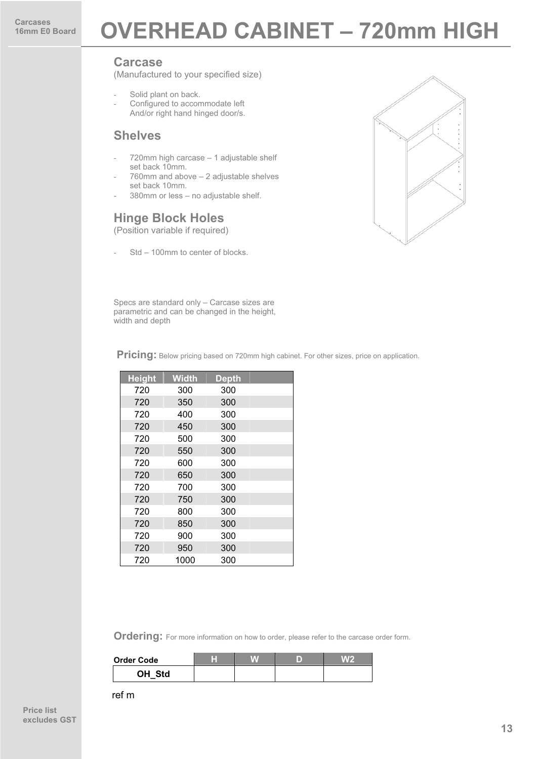Carcases
16mm E0 Board

# OVERHEAD CABINET – 720mm HIGH

## Carcase

(Manufactured to your specified size)

- Solid plant on back.
- Configured to accommodate left
  And/or right hand hinged door/s.

## Shelves

- 720mm high carcase – 1 adjustable shelf set back 10mm.
- 760mm and above – 2 adjustable shelves set back 10mm.
- 380mm or less – no adjustable shelf.

## Hinge Block Holes

(Position variable if required)

- Std – 100mm to center of blocks.

Specs are standard only – Carcase sizes are parametric and can be changed in the height, width and depth

**Pricing:** Below pricing based on 720mm high cabinet. For other sizes, price on application.

| Height | Width | Depth | |
|---|---|---|---|
| 720 | 300 | 300 | |
| 720 | 350 | 300 | |
| 720 | 400 | 300 | |
| 720 | 450 | 300 | |
| 720 | 500 | 300 | |
| 720 | 550 | 300 | |
| 720 | 600 | 300 | |
| 720 | 650 | 300 | |
| 720 | 700 | 300 | |
| 720 | 750 | 300 | |
| 720 | 800 | 300 | |
| 720 | 850 | 300 | |
| 720 | 900 | 300 | |
| 720 | 950 | 300 | |
| 720 | 1000 | 300 | |

**Ordering:** For more information on how to order, please refer to the carcase order form.

| Order Code | H | W | D | W2 |
|---|---|---|---|---|
| **OH_Std** | | | | |

ref m

Price list excludes GST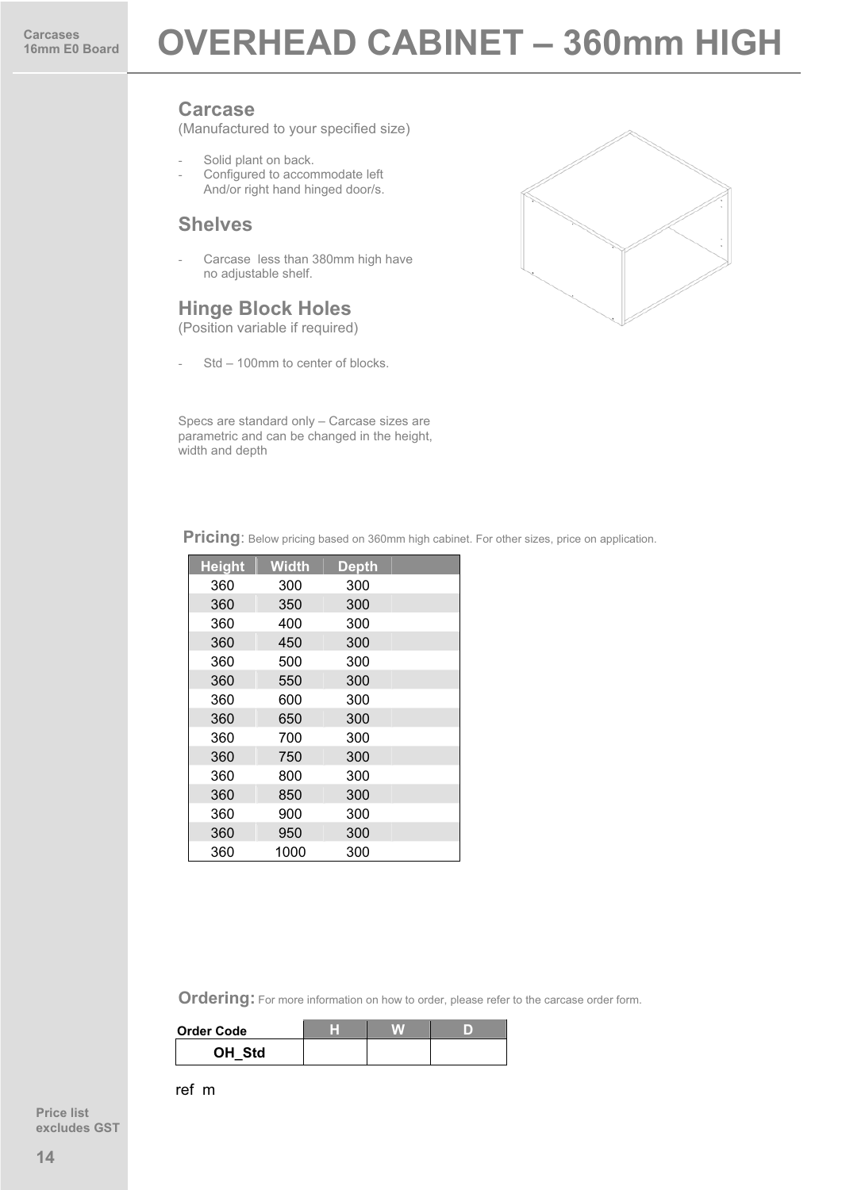Carcases
16mm E0 Board

# OVERHEAD CABINET – 360mm HIGH

## Carcase

(Manufactured to your specified size)

- Solid plant on back.
- Configured to accommodate left And/or right hand hinged door/s.

## Shelves

- Carcase less than 380mm high have no adjustable shelf.

## Hinge Block Holes

(Position variable if required)

- Std – 100mm to center of blocks.

Specs are standard only – Carcase sizes are parametric and can be changed in the height, width and depth

**Pricing**: Below pricing based on 360mm high cabinet. For other sizes, price on application.

| Height | Width | Depth | |
|---|---|---|---|
| 360 | 300 | 300 | |
| 360 | 350 | 300 | |
| 360 | 400 | 300 | |
| 360 | 450 | 300 | |
| 360 | 500 | 300 | |
| 360 | 550 | 300 | |
| 360 | 600 | 300 | |
| 360 | 650 | 300 | |
| 360 | 700 | 300 | |
| 360 | 750 | 300 | |
| 360 | 800 | 300 | |
| 360 | 850 | 300 | |
| 360 | 900 | 300 | |
| 360 | 950 | 300 | |
| 360 | 1000 | 300 | |

**Ordering:** For more information on how to order, please refer to the carcase order form.

| Order Code | H | W | D |
|---|---|---|---|
| **OH_Std** | | | |

ref m

Price list excludes GST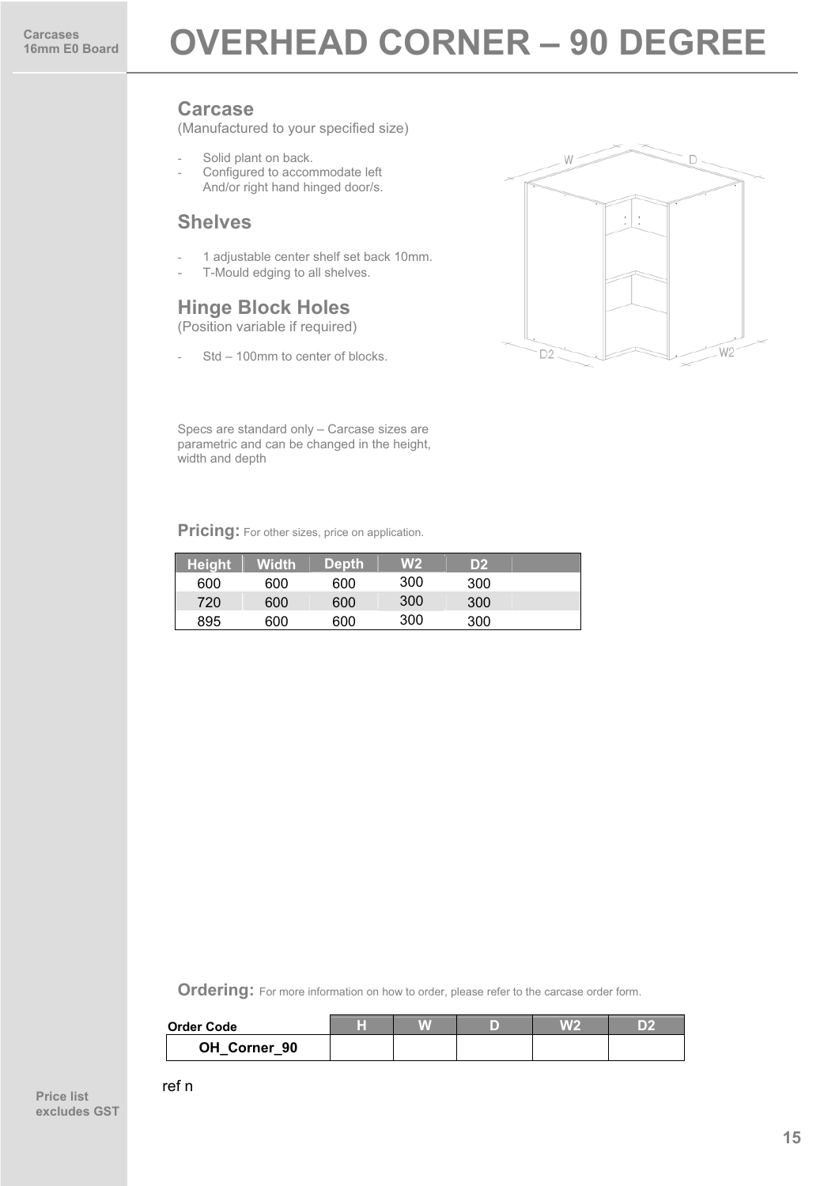Carcases
16mm E0 Board

# OVERHEAD CORNER – 90 DEGREE

## Carcase

(Manufactured to your specified size)

- Solid plant on back.
- Configured to accommodate left And/or right hand hinged door/s.

## Shelves

- 1 adjustable center shelf set back 10mm.
- T-Mould edging to all shelves.

## Hinge Block Holes

(Position variable if required)

- Std – 100mm to center of blocks.

Specs are standard only – Carcase sizes are parametric and can be changed in the height, width and depth

**Pricing:** For other sizes, price on application.

| Height | Width | Depth | W2 | D2 | |
|---|---|---|---|---|---|
| 600 | 600 | 600 | 300 | 300 | |
| 720 | 600 | 600 | 300 | 300 | |
| 895 | 600 | 600 | 300 | 300 | |

**Ordering:** For more information on how to order, please refer to the carcase order form.

| Order Code | H | W | D | W2 | D2 |
|---|---|---|---|---|---|
| OH_Corner_90 | | | | | |

ref n

Price list excludes GST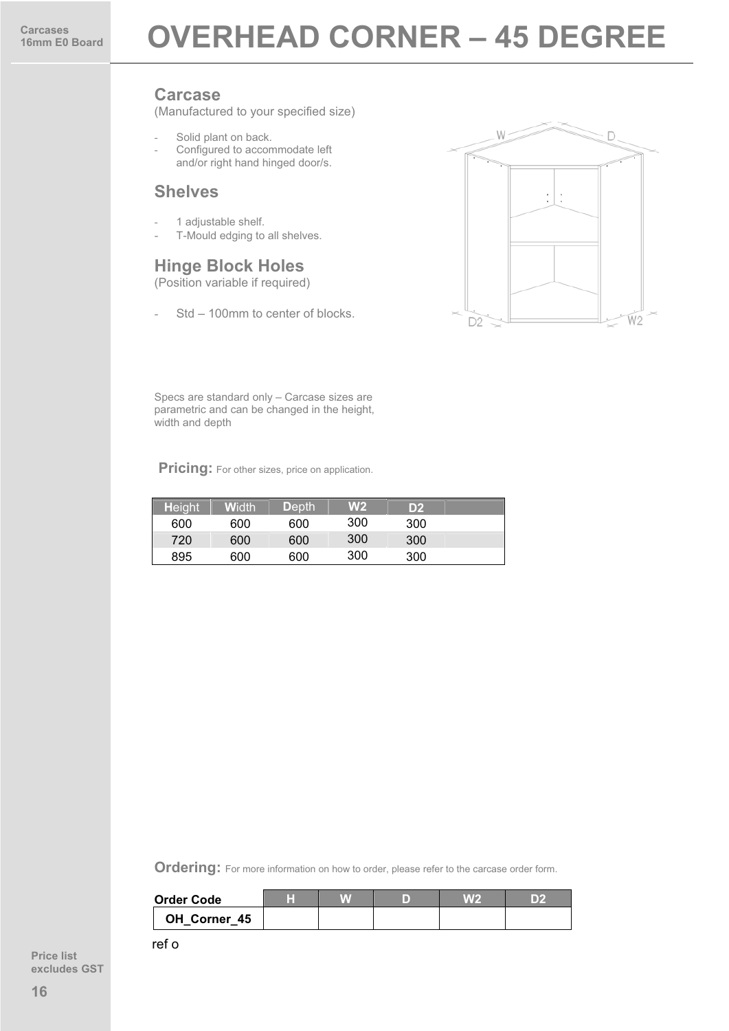Carcases
16mm E0 Board

# OVERHEAD CORNER – 45 DEGREE

## Carcase

(Manufactured to your specified size)

- Solid plant on back.
- Configured to accommodate left and/or right hand hinged door/s.

## Shelves

- 1 adjustable shelf.
- T-Mould edging to all shelves.

## Hinge Block Holes

(Position variable if required)

- Std – 100mm to center of blocks.

Specs are standard only – Carcase sizes are parametric and can be changed in the height, width and depth

**Pricing:** For other sizes, price on application.

| Height | Width | Depth | W2 | D2 | |
|---|---|---|---|---|---|
| 600 | 600 | 600 | 300 | 300 | |
| 720 | 600 | 600 | 300 | 300 | |
| 895 | 600 | 600 | 300 | 300 | |

**Ordering:** For more information on how to order, please refer to the carcase order form.

| Order Code | H | W | D | W2 | D2 |
|---|---|---|---|---|---|
| OH_Corner_45 | | | | | |

ref o

Price list excludes GST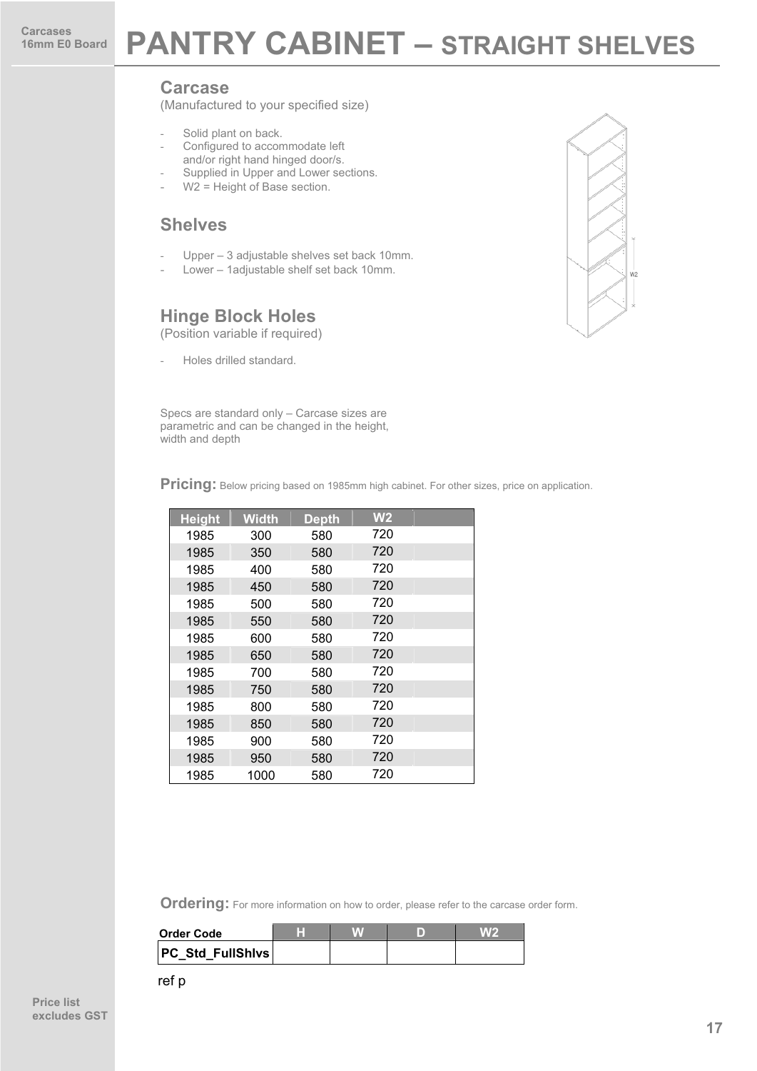Carcases
16mm E0 Board

# PANTRY CABINET – STRAIGHT SHELVES

## Carcase

(Manufactured to your specified size)

- Solid plant on back.
- Configured to accommodate left and/or right hand hinged door/s.
- Supplied in Upper and Lower sections.
- W2 = Height of Base section.

## Shelves

- Upper – 3 adjustable shelves set back 10mm.
- Lower – 1adjustable shelf set back 10mm.

## Hinge Block Holes

(Position variable if required)

- Holes drilled standard.

Specs are standard only – Carcase sizes are parametric and can be changed in the height, width and depth

**Pricing:** Below pricing based on 1985mm high cabinet. For other sizes, price on application.

| Height | Width | Depth | W2 | |
|---|---|---|---|---|
| 1985 | 300 | 580 | 720 | |
| 1985 | 350 | 580 | 720 | |
| 1985 | 400 | 580 | 720 | |
| 1985 | 450 | 580 | 720 | |
| 1985 | 500 | 580 | 720 | |
| 1985 | 550 | 580 | 720 | |
| 1985 | 600 | 580 | 720 | |
| 1985 | 650 | 580 | 720 | |
| 1985 | 700 | 580 | 720 | |
| 1985 | 750 | 580 | 720 | |
| 1985 | 800 | 580 | 720 | |
| 1985 | 850 | 580 | 720 | |
| 1985 | 900 | 580 | 720 | |
| 1985 | 950 | 580 | 720 | |
| 1985 | 1000 | 580 | 720 | |

**Ordering:** For more information on how to order, please refer to the carcase order form.

| Order Code | H | W | D | W2 |
|---|---|---|---|---|
| PC_Std_FullShlvs | | | | |

ref p

Price list excludes GST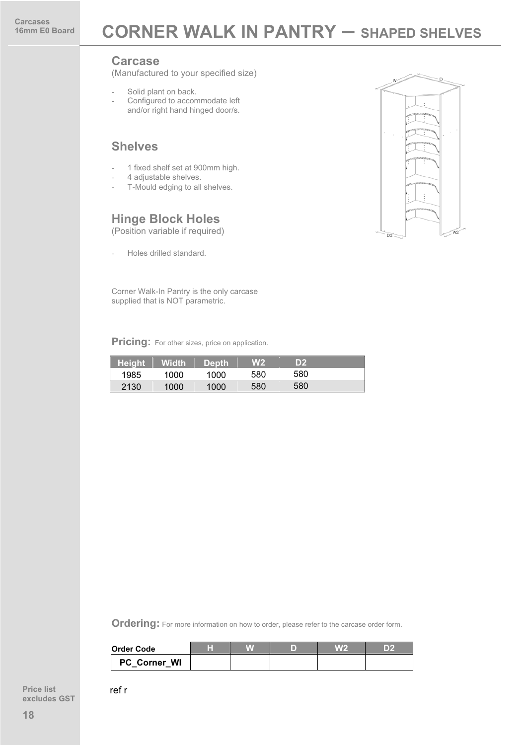# CORNER WALK IN PANTRY – SHAPED SHELVES

## Carcase

(Manufactured to your specified size)

- Solid plant on back.
- Configured to accommodate left and/or right hand hinged door/s.

## Shelves

- 1 fixed shelf set at 900mm high.
- 4 adjustable shelves.
- T-Mould edging to all shelves.

## Hinge Block Holes

(Position variable if required)

- Holes drilled standard.

Corner Walk-In Pantry is the only carcase supplied that is NOT parametric.

**Pricing:** For other sizes, price on application.

| Height | Width | Depth | W2 | D2 |
|---|---|---|---|---|
| 1985 | 1000 | 1000 | 580 | 580 |
| 2130 | 1000 | 1000 | 580 | 580 |

**Ordering:** For more information on how to order, please refer to the carcase order form.

| Order Code | H | W | D | W2 | D2 |
|---|---|---|---|---|---|
| PC_Corner_WI | | | | | |

ref r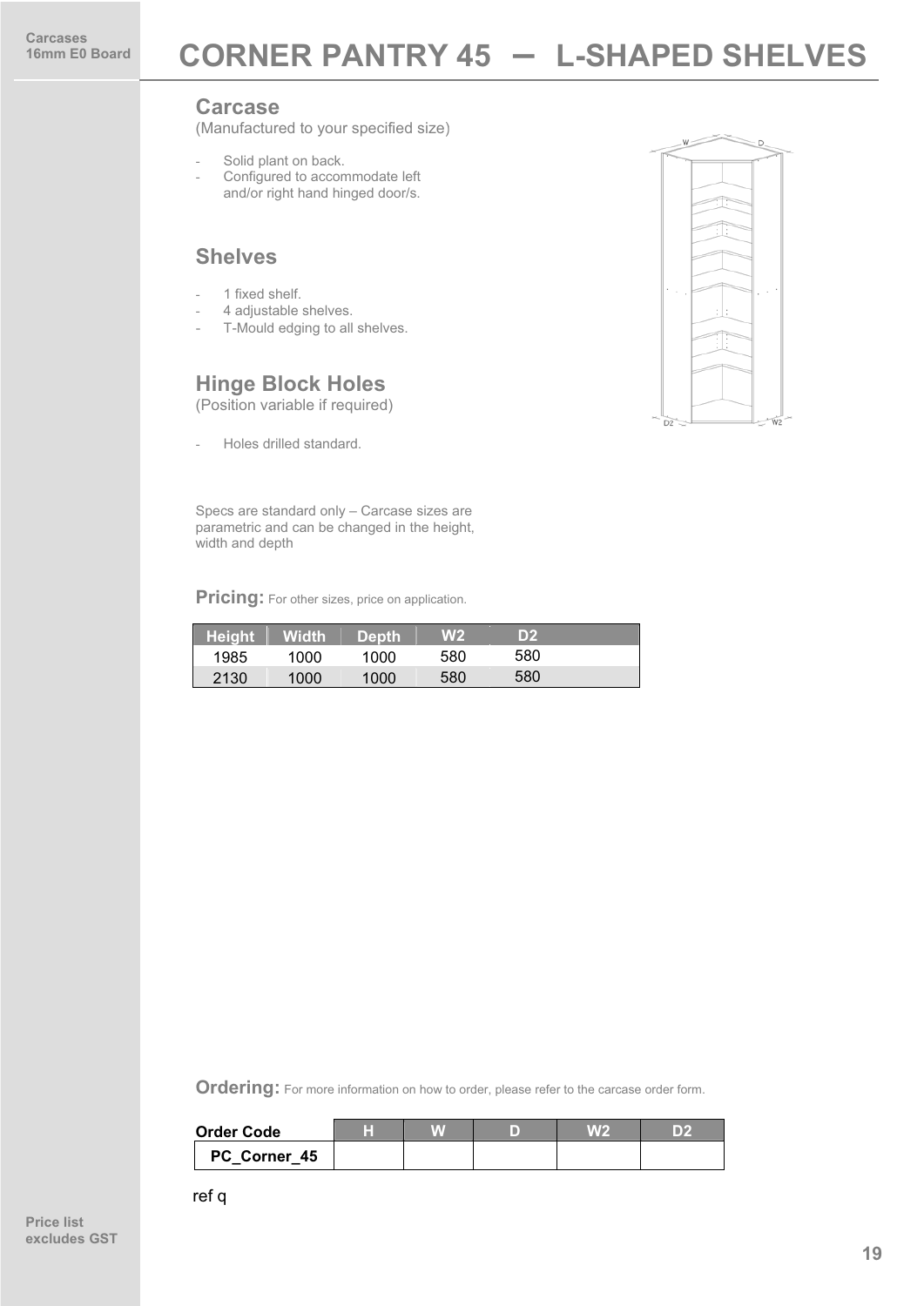Carcases
16mm E0 Board

# CORNER PANTRY 45 – L-SHAPED SHELVES

## Carcase

(Manufactured to your specified size)

- Solid plant on back.
- Configured to accommodate left and/or right hand hinged door/s.

## Shelves

- 1 fixed shelf.
- 4 adjustable shelves.
- T-Mould edging to all shelves.

## Hinge Block Holes

(Position variable if required)

- Holes drilled standard.

Specs are standard only – Carcase sizes are parametric and can be changed in the height, width and depth

**Pricing:** For other sizes, price on application.

| Height | Width | Depth | W2 | D2 |
|---|---|---|---|---|
| 1985 | 1000 | 1000 | 580 | 580 |
| 2130 | 1000 | 1000 | 580 | 580 |

**Ordering:** For more information on how to order, please refer to the carcase order form.

| Order Code | H | W | D | W2 | D2 |
|---|---|---|---|---|---|
| PC_Corner_45 | | | | | |

ref q

Price list excludes GST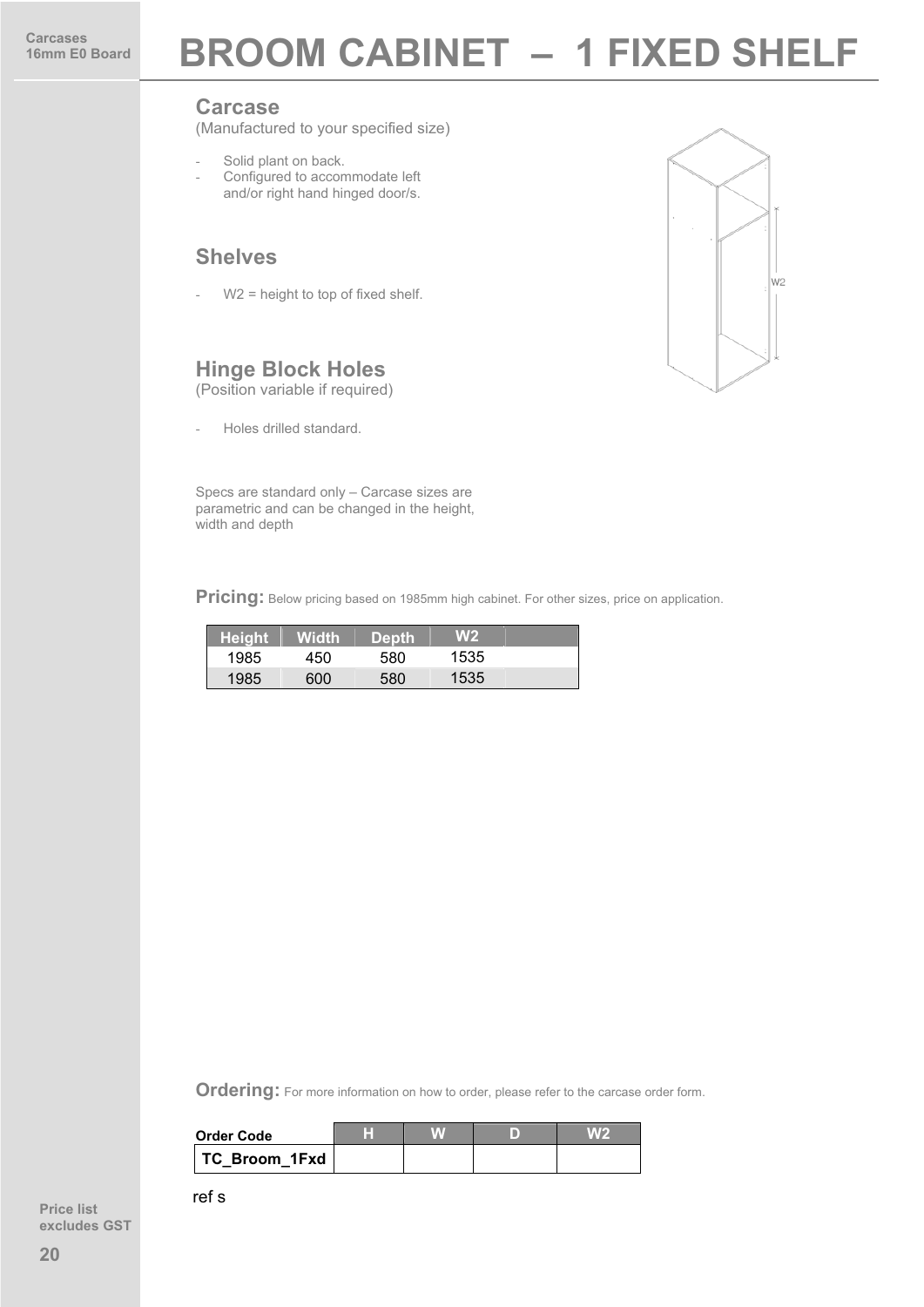Carcases
16mm E0 Board

# BROOM CABINET – 1 FIXED SHELF

## Carcase
(Manufactured to your specified size)

- Solid plant on back.
- Configured to accommodate left and/or right hand hinged door/s.

## Shelves

- W2 = height to top of fixed shelf.

## Hinge Block Holes
(Position variable if required)

- Holes drilled standard.

Specs are standard only – Carcase sizes are parametric and can be changed in the height, width and depth

**Pricing:** Below pricing based on 1985mm high cabinet. For other sizes, price on application.

| Height | Width | Depth | W2 | |
|---|---|---|---|---|
| 1985 | 450 | 580 | 1535 | |
| 1985 | 600 | 580 | 1535 | |

**Ordering:** For more information on how to order, please refer to the carcase order form.

| Order Code | H | W | D | W2 |
|---|---|---|---|---|
| TC_Broom_1Fxd | | | | |

ref s

Price list excludes GST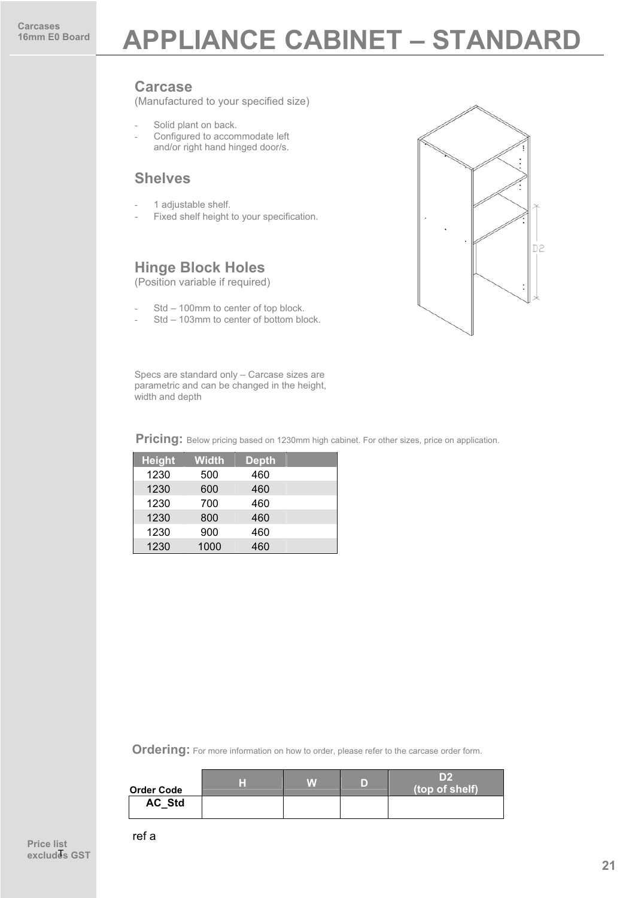Carcases
16mm E0 Board

# APPLIANCE CABINET – STANDARD

## Carcase

(Manufactured to your specified size)

- Solid plant on back.
- Configured to accommodate left and/or right hand hinged door/s.

## Shelves

- 1 adjustable shelf.
- Fixed shelf height to your specification.

## Hinge Block Holes

(Position variable if required)

- Std – 100mm to center of top block.
- Std – 103mm to center of bottom block.

Specs are standard only – Carcase sizes are parametric and can be changed in the height, width and depth

**Pricing:** Below pricing based on 1230mm high cabinet. For other sizes, price on application.

| Height | Width | Depth | |
|---|---|---|---|
| 1230 | 500 | 460 | |
| 1230 | 600 | 460 | |
| 1230 | 700 | 460 | |
| 1230 | 800 | 460 | |
| 1230 | 900 | 460 | |
| 1230 | 1000 | 460 | |

**Ordering:** For more information on how to order, please refer to the carcase order form.

| Order Code | H | W | D | D2 (top of shelf) |
|---|---|---|---|---|
| AC_Std | | | | |

ref a

Price list excludes GST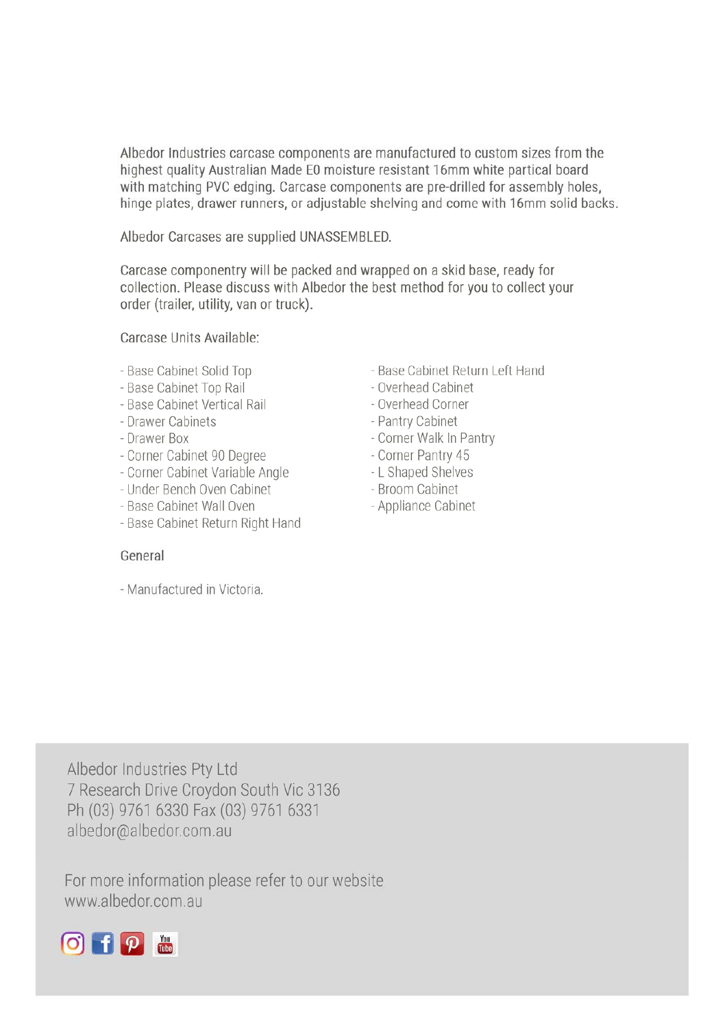Albedor Industries carcase components are manufactured to custom sizes from the highest quality Australian Made E0 moisture resistant 16mm white partical board with matching PVC edging. Carcase components are pre-drilled for assembly holes, hinge plates, drawer runners, or adjustable shelving and come with 16mm solid backs.

Albedor Carcases are supplied UNASSEMBLED.

Carcase componentry will be packed and wrapped on a skid base, ready for collection. Please discuss with Albedor the best method for you to collect your order (trailer, utility, van or truck).

Carcase Units Available:

- Base Cabinet Solid Top
- Base Cabinet Top Rail
- Base Cabinet Vertical Rail
- Drawer Cabinets
- Drawer Box
- Corner Cabinet 90 Degree
- Corner Cabinet Variable Angle
- Under Bench Oven Cabinet
- Base Cabinet Wall Oven
- Base Cabinet Return Right Hand
- Base Cabinet Return Left Hand
- Overhead Cabinet
- Overhead Corner
- Pantry Cabinet
- Corner Walk In Pantry
- Corner Pantry 45
- L Shaped Shelves
- Broom Cabinet
- Appliance Cabinet

General

- Manufactured in Victoria.

Albedor Industries Pty Ltd
7 Research Drive Croydon South Vic 3136
Ph (03) 9761 6330 Fax (03) 9761 6331
albedor@albedor.com.au

For more information please refer to our website
www.albedor.com.au